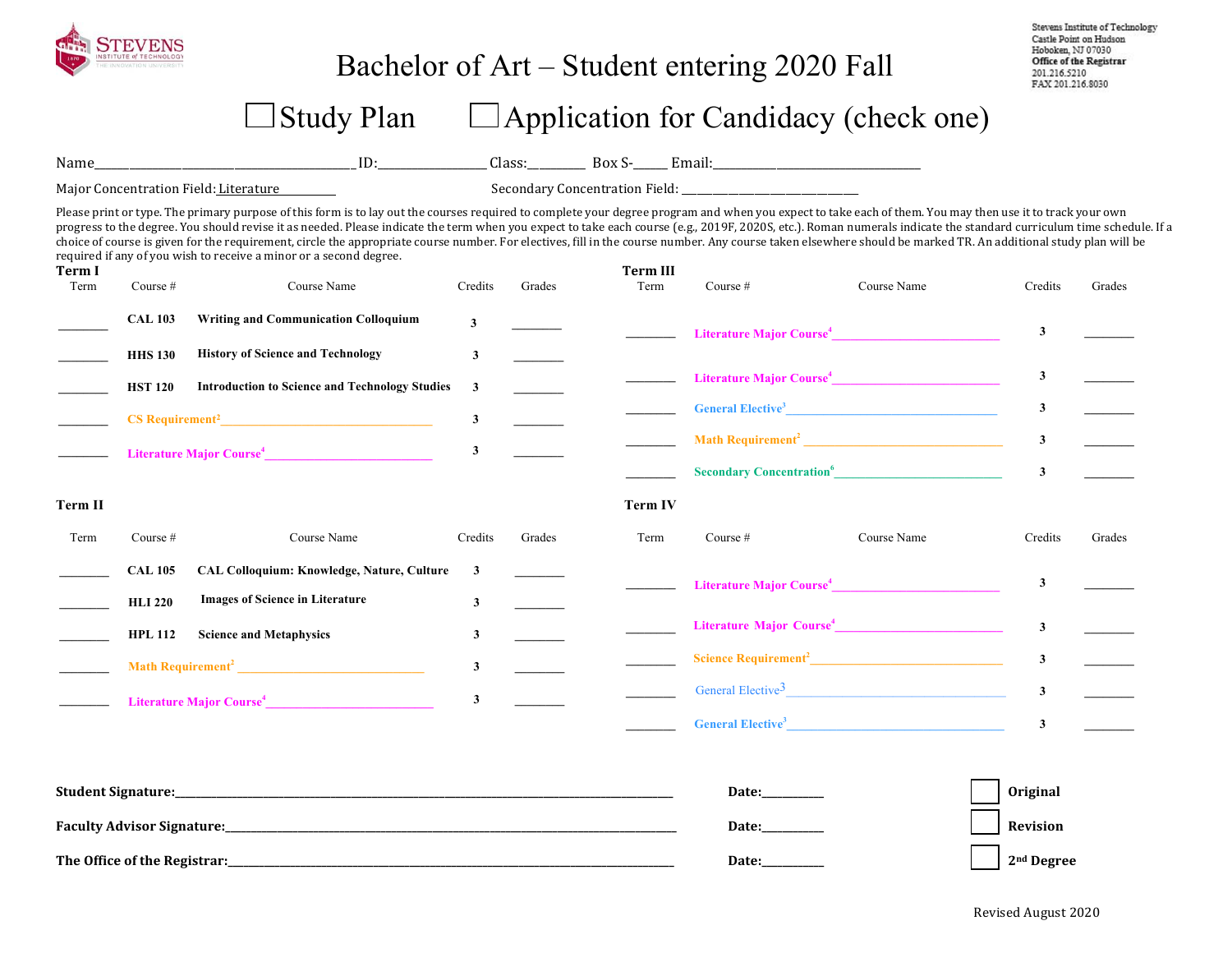Stevens Institute of Technology
Castle Point on Hudson
Hoboken, NJ 07030
**Office of the Registrar**
201.216.5210
FAX 201.216.8030

# Bachelor of Art – Student entering 2020 Fall

☐ Study Plan ☐ Application for Candidacy (check one)

Name________________________________ ID:______________ Class:________ Box S-_____ Email:______________________________

Major Concentration Field: Literature Secondary Concentration Field: ___________________________

Please print or type. The primary purpose of this form is to lay out the courses required to complete your degree program and when you expect to take each of them. You may then use it to track your own progress to the degree. You should revise it as needed. Please indicate the term when you expect to take each course (e.g., 2019F, 2020S, etc.). Roman numerals indicate the standard curriculum time schedule. If a choice of course is given for the requirement, circle the appropriate course number. For electives, fill in the course number. Any course taken elsewhere should be marked TR. An additional study plan will be required if any of you wish to receive a minor or a second degree.

### Term I

| Term | Course # | Course Name | Credits | Grades |
|---|---|---|---|---|
| | CAL 103 | Writing and Communication Colloquium | 3 | |
| | HHS 130 | History of Science and Technology | 3 | |
| | HST 120 | Introduction to Science and Technology Studies | 3 | |
| | CS Requirement[2] | | 3 | |
| | Literature Major Course[4] | | 3 | |

### Term II

| Term | Course # | Course Name | Credits | Grades |
|---|---|---|---|---|
| | CAL 105 | CAL Colloquium: Knowledge, Nature, Culture | 3 | |
| | HLI 220 | Images of Science in Literature | 3 | |
| | HPL 112 | Science and Metaphysics | 3 | |
| | Math Requirement[2] | | 3 | |
| | Literature Major Course[4] | | 3 | |

### Term III

| Term | Course # | Course Name | Credits | Grades |
|---|---|---|---|---|
| | Literature Major Course[4] | | 3 | |
| | Literature Major Course[4] | | 3 | |
| | General Elective[3] | | 3 | |
| | Math Requirement[2] | | 3 | |
| | Secondary Concentration[6] | | 3 | |

### Term IV

| Term | Course # | Course Name | Credits | Grades |
|---|---|---|---|---|
| | Literature Major Course[4] | | 3 | |
| | Literature Major Course[4] | | 3 | |
| | Science Requirement[2] | | 3 | |
| | General Elective[3] | | 3 | |
| | General Elective[3] | | 3 | |

**Student Signature:**______________________________ **Date:**_________ ☐ **Original**

**Faculty Advisor Signature:**______________________________ **Date:**_________ ☐ **Revision**

**The Office of the Registrar:**______________________________ **Date:**_________ ☐ **2nd Degree**

Revised August 2020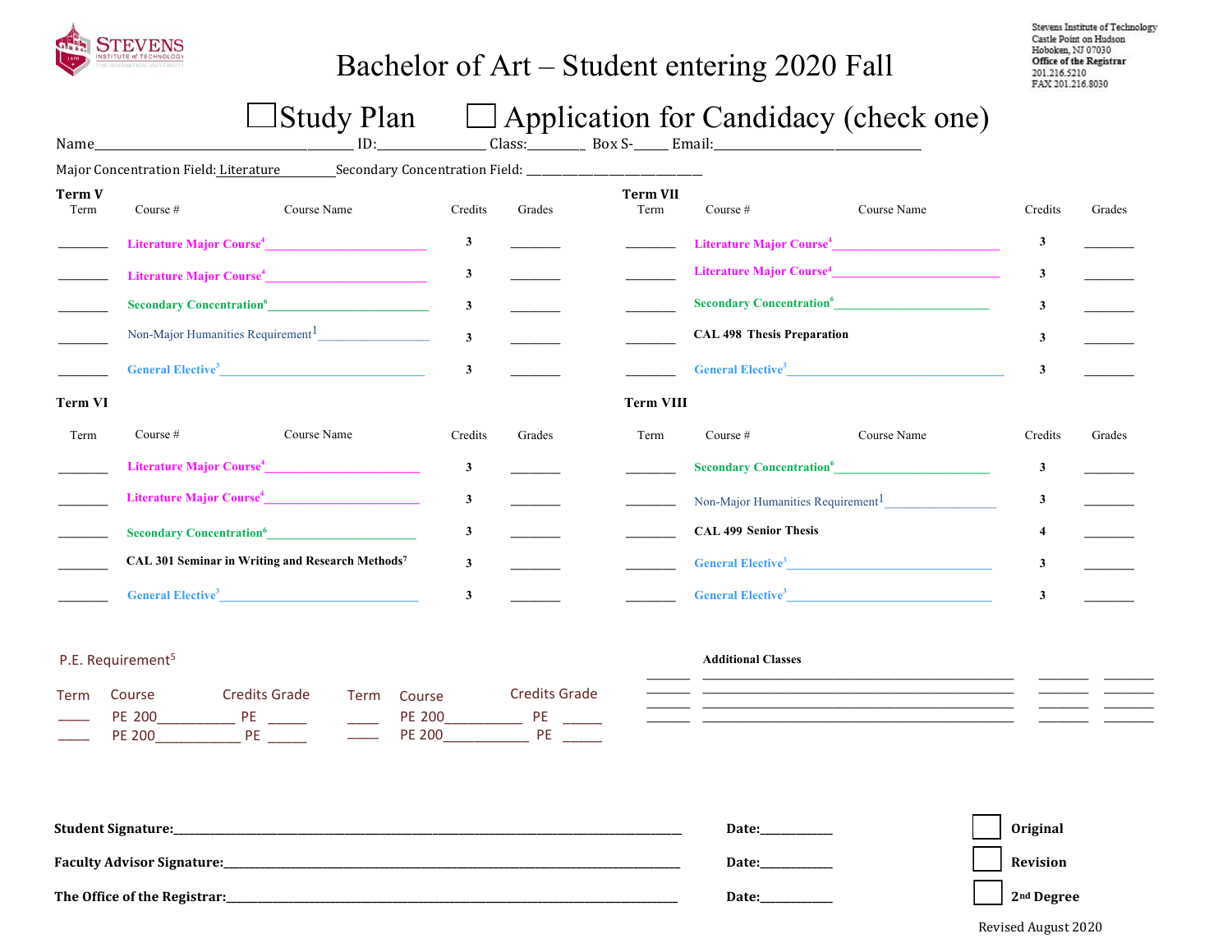# Bachelor of Art – Student entering 2020 Fall

Stevens Institute of Technology
Castle Point on Hudson
Hoboken, NJ 07030
**Office of the Registrar**
201.216.5210
FAX 201.216.8030

☐ Study Plan ☐ Application for Candidacy (check one)

Name__________________ ID:__________ Class:______ Box S-_____ Email:__________________

Major Concentration Field: Literature Secondary Concentration Field: ______________

## Term V

| Term | Course # | Course Name | Credits | Grades |
|---|---|---|---|---|
| ______ | | Literature Major Course[4] | 3 | ______ |
| ______ | | Literature Major Course[4] | 3 | ______ |
| ______ | | Secondary Concentration[6] | 3 | ______ |
| ______ | | Non-Major Humanities Requirement[1] | 3 | ______ |
| ______ | | General Elective[3] | 3 | ______ |

## Term VI

| Term | Course # | Course Name | Credits | Grades |
|---|---|---|---|---|
| ______ | | Literature Major Course[4] | 3 | ______ |
| ______ | | Literature Major Course[4] | 3 | ______ |
| ______ | | Secondary Concentration[6] | 3 | ______ |
| ______ | CAL 301 | Seminar in Writing and Research Methods[7] | 3 | ______ |
| ______ | | General Elective[3] | 3 | ______ |

## Term VII

| Term | Course # | Course Name | Credits | Grades |
|---|---|---|---|---|
| ______ | | Literature Major Course[4] | 3 | ______ |
| ______ | | Literature Major Course[4] | 3 | ______ |
| ______ | | Secondary Concentration[6] | 3 | ______ |
| ______ | CAL 498 | Thesis Preparation | 3 | ______ |
| ______ | | General Elective[3] | 3 | ______ |

## Term VIII

| Term | Course # | Course Name | Credits | Grades |
|---|---|---|---|---|
| ______ | | Secondary Concentration[6] | 3 | ______ |
| ______ | | Non-Major Humanities Requirement[1] | 3 | ______ |
| ______ | CAL 499 | Senior Thesis | 4 | ______ |
| ______ | | General Elective[3] | 3 | ______ |
| ______ | | General Elective[3] | 3 | ______ |

## P.E. Requirement[5]

| Term | Course | Credits | Grade | Term | Course | Credits | Grade |
|---|---|---|---|---|---|---|---|
| _____ | PE 200__________ | PE | _____ | _____ | PE 200__________ | PE | _____ |
| _____ | PE 200__________ | PE | _____ | _____ | PE 200__________ | PE | _____ |

**Additional Classes**

| | | | |
|---|---|---|---|
| ______ | ______________________ | ______ | ______ |
| ______ | ______________________ | ______ | ______ |
| ______ | ______________________ | ______ | ______ |
| ______ | ______________________ | ______ | ______ |

**Student Signature:**__________________________________ **Date:**__________ ☐ **Original**

**Faculty Advisor Signature:**__________________________ **Date:**__________ ☐ **Revision**

**The Office of the Registrar:**_________________________ **Date:**__________ ☐ **2nd Degree**

Revised August 2020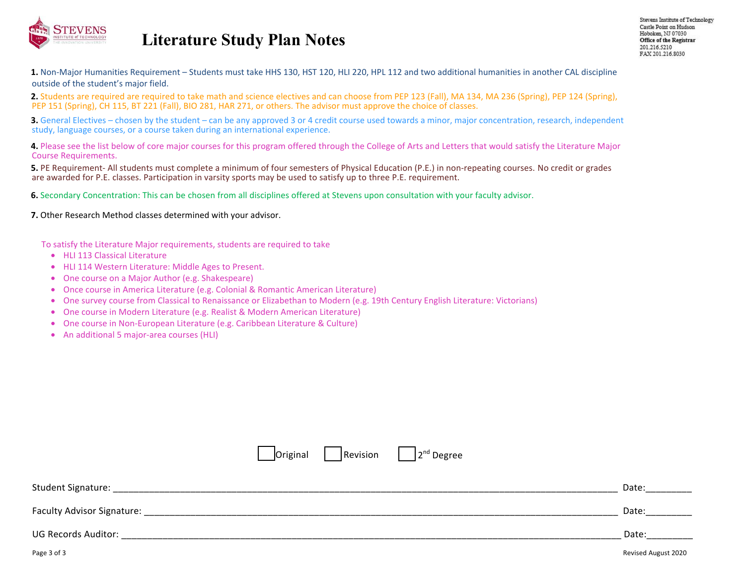# Literature Study Plan Notes

Stevens Institute of Technology
Castle Point on Hudson
Hoboken, NJ 07030
**Office of the Registrar**
201.216.5210
FAX 201.216.8030

**1.** Non-Major Humanities Requirement – Students must take HHS 130, HST 120, HLI 220, HPL 112 and two additional humanities in another CAL discipline outside of the student's major field.

**2.** Students are required are required to take math and science electives and can choose from PEP 123 (Fall), MA 134, MA 236 (Spring), PEP 124 (Spring), PEP 151 (Spring), CH 115, BT 221 (Fall), BIO 281, HAR 271, or others. The advisor must approve the choice of classes.

**3.** General Electives – chosen by the student – can be any approved 3 or 4 credit course used towards a minor, major concentration, research, independent study, language courses, or a course taken during an international experience.

**4.** Please see the list below of core major courses for this program offered through the College of Arts and Letters that would satisfy the Literature Major Course Requirements.

**5.** PE Requirement- All students must complete a minimum of four semesters of Physical Education (P.E.) in non-repeating courses. No credit or grades are awarded for P.E. classes. Participation in varsity sports may be used to satisfy up to three P.E. requirement.

**6.** Secondary Concentration: This can be chosen from all disciplines offered at Stevens upon consultation with your faculty advisor.

**7.** Other Research Method classes determined with your advisor.

To satisfy the Literature Major requirements, students are required to take

- HLI 113 Classical Literature
- HLI 114 Western Literature: Middle Ages to Present.
- One course on a Major Author (e.g. Shakespeare)
- Once course in America Literature (e.g. Colonial & Romantic American Literature)
- One survey course from Classical to Renaissance or Elizabethan to Modern (e.g. 19th Century English Literature: Victorians)
- One course in Modern Literature (e.g. Realist & Modern American Literature)
- One course in Non-European Literature (e.g. Caribbean Literature & Culture)
- An additional 5 major-area courses (HLI)

☐ Original ☐ Revision ☐ 2nd Degree

Student Signature: ______________________________ Date:________

Faculty Advisor Signature: ______________________________ Date:________

UG Records Auditor: ______________________________ Date:________

Revised August 2020